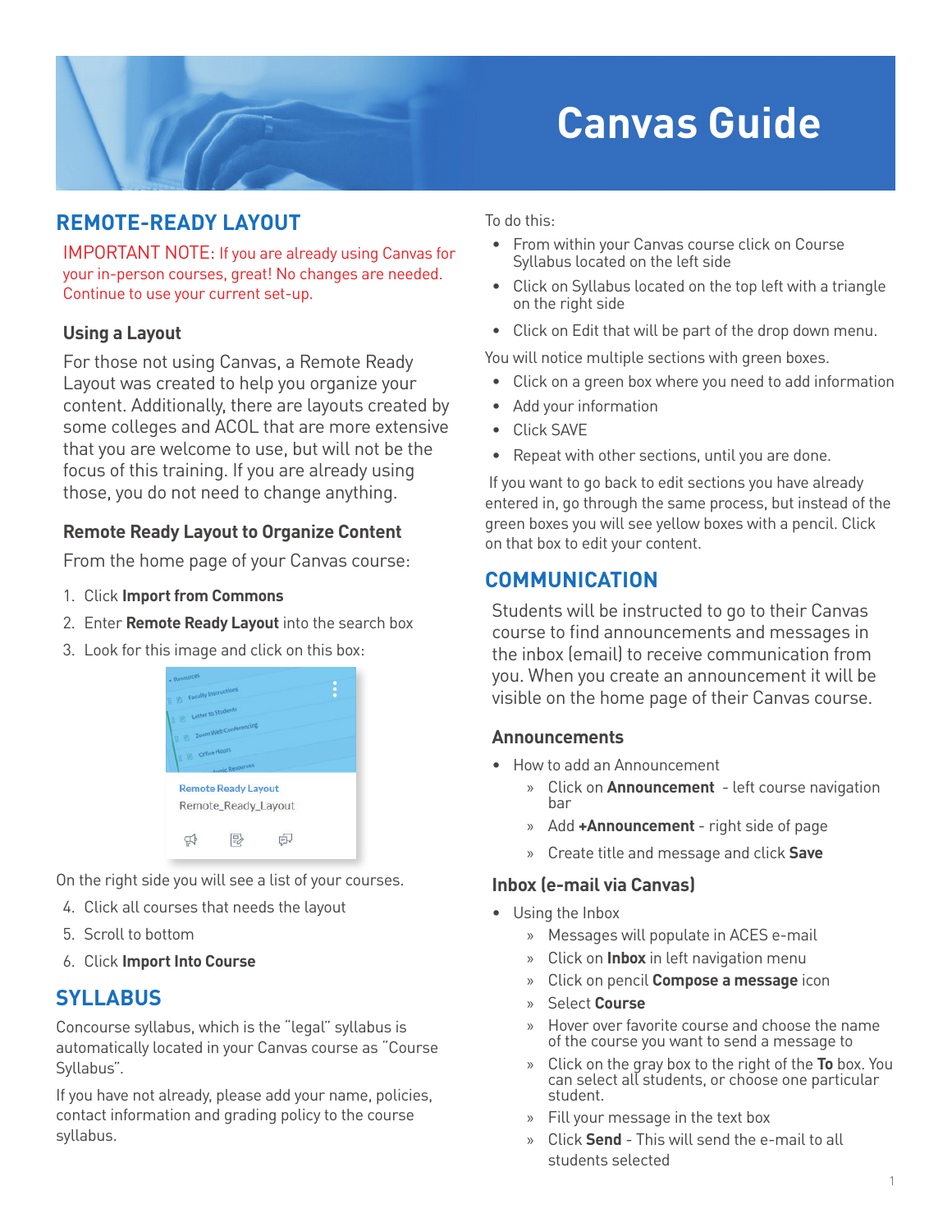# Canvas Guide

## REMOTE-READY LAYOUT

IMPORTANT NOTE: If you are already using Canvas for your in-person courses, great! No changes are needed. Continue to use your current set-up.

### Using a Layout

For those not using Canvas, a Remote Ready Layout was created to help you organize your content. Additionally, there are layouts created by some colleges and ACOL that are more extensive that you are welcome to use, but will not be the focus of this training. If you are already using those, you do not need to change anything.

### Remote Ready Layout to Organize Content

From the home page of your Canvas course:

1. Click **Import from Commons**
2. Enter **Remote Ready Layout** into the search box
3. Look for this image and click on this box:

On the right side you will see a list of your courses.

4. Click all courses that needs the layout
5. Scroll to bottom
6. Click **Import Into Course**

## SYLLABUS

Concourse syllabus, which is the "legal" syllabus is automatically located in your Canvas course as "Course Syllabus".

If you have not already, please add your name, policies, contact information and grading policy to the course syllabus.

To do this:

- From within your Canvas course click on Course Syllabus located on the left side
- Click on Syllabus located on the top left with a triangle on the right side
- Click on Edit that will be part of the drop down menu.

You will notice multiple sections with green boxes.

- Click on a green box where you need to add information
- Add your information
- Click SAVE
- Repeat with other sections, until you are done.

If you want to go back to edit sections you have already entered in, go through the same process, but instead of the green boxes you will see yellow boxes with a pencil. Click on that box to edit your content.

## COMMUNICATION

Students will be instructed to go to their Canvas course to find announcements and messages in the inbox (email) to receive communication from you. When you create an announcement it will be visible on the home page of their Canvas course.

### Announcements

- How to add an Announcement
  - Click on **Announcement** - left course navigation bar
  - Add **+Announcement** - right side of page
  - Create title and message and click **Save**

### Inbox (e-mail via Canvas)

- Using the Inbox
  - Messages will populate in ACES e-mail
  - Click on **Inbox** in left navigation menu
  - Click on pencil **Compose a message** icon
  - Select **Course**
  - Hover over favorite course and choose the name of the course you want to send a message to
  - Click on the gray box to the right of the **To** box. You can select all students, or choose one particular student.
  - Fill your message in the text box
  - Click **Send** - This will send the e-mail to all students selected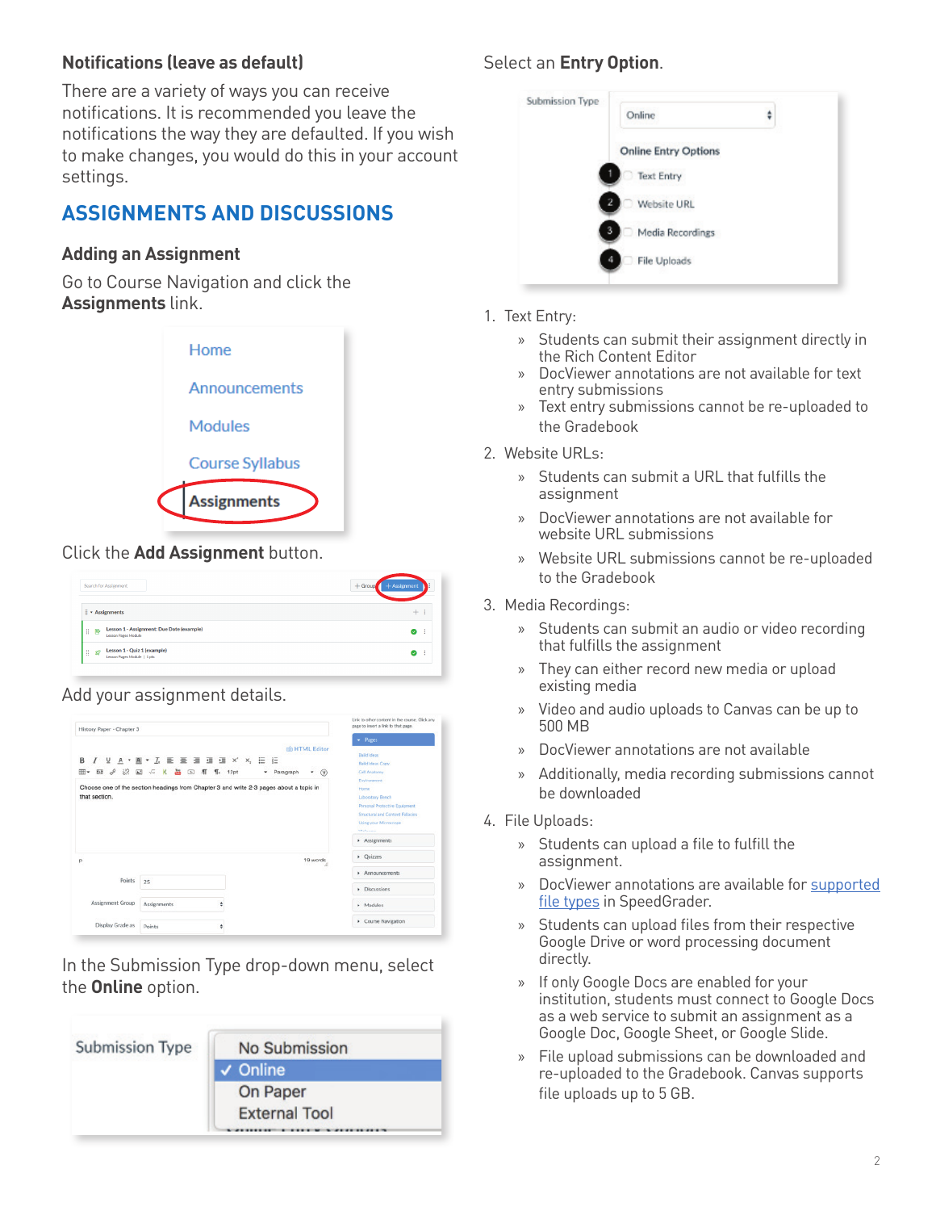### Notifications (leave as default)

There are a variety of ways you can receive notifications. It is recommended you leave the notifications the way they are defaulted. If you wish to make changes, you would do this in your account settings.

## ASSIGNMENTS AND DISCUSSIONS

### Adding an Assignment

Go to Course Navigation and click the **Assignments** link.

Click the **Add Assignment** button.

Add your assignment details.

In the Submission Type drop-down menu, select the **Online** option.

Select an **Entry Option**.

1. Text Entry:
   - Students can submit their assignment directly in the Rich Content Editor
   - DocViewer annotations are not available for text entry submissions
   - Text entry submissions cannot be re-uploaded to the Gradebook
2. Website URLs:
   - Students can submit a URL that fulfills the assignment
   - DocViewer annotations are not available for website URL submissions
   - Website URL submissions cannot be re-uploaded to the Gradebook
3. Media Recordings:
   - Students can submit an audio or video recording that fulfills the assignment
   - They can either record new media or upload existing media
   - Video and audio uploads to Canvas can be up to 500 MB
   - DocViewer annotations are not available
   - Additionally, media recording submissions cannot be downloaded
4. File Uploads:
   - Students can upload a file to fulfill the assignment.
   - DocViewer annotations are available for supported file types in SpeedGrader.
   - Students can upload files from their respective Google Drive or word processing document directly.
   - If only Google Docs are enabled for your institution, students must connect to Google Docs as a web service to submit an assignment as a Google Doc, Google Sheet, or Google Slide.
   - File upload submissions can be downloaded and re-uploaded to the Gradebook. Canvas supports file uploads up to 5 GB.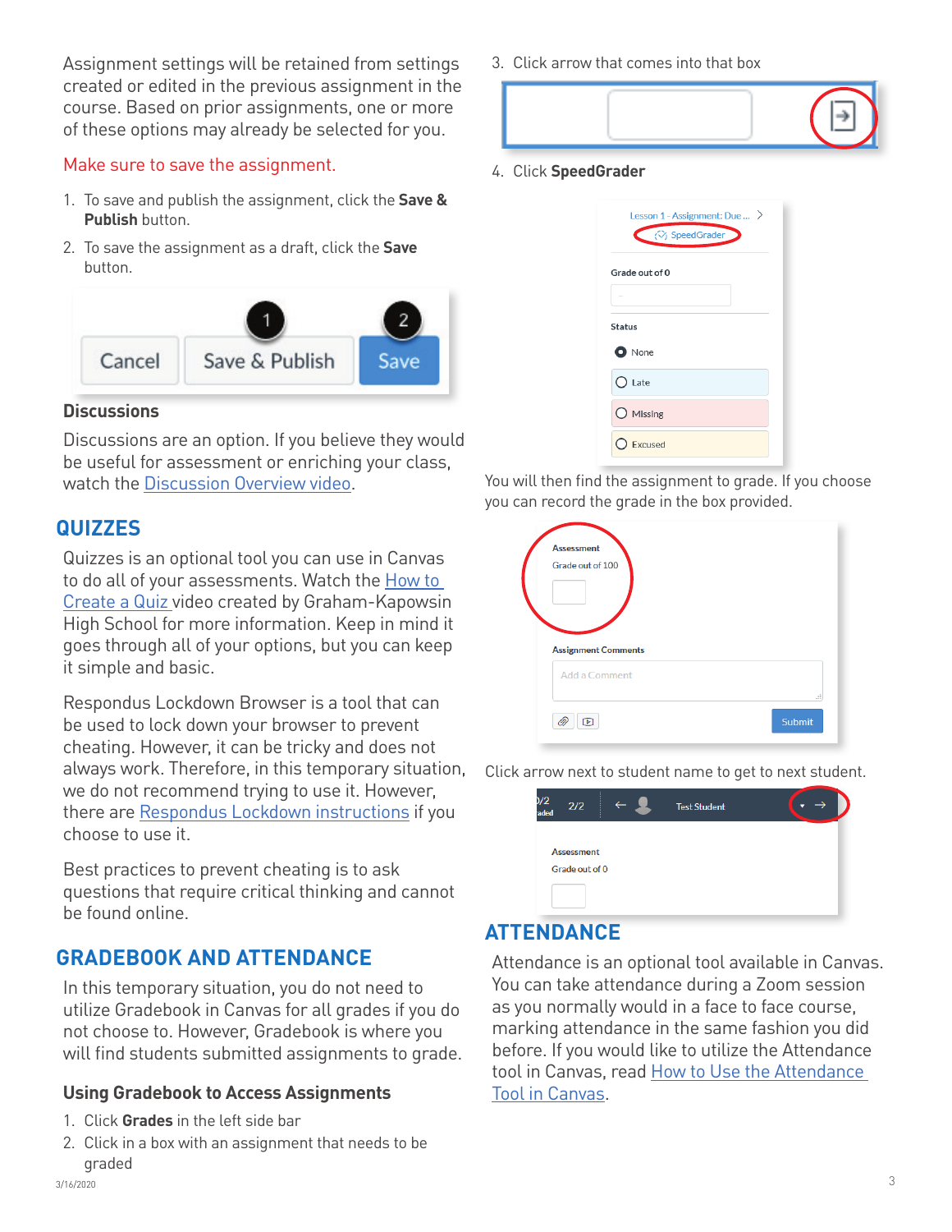Assignment settings will be retained from settings created or edited in the previous assignment in the course. Based on prior assignments, one or more of these options may already be selected for you.

Make sure to save the assignment.

1. To save and publish the assignment, click the **Save & Publish** button.
2. To save the assignment as a draft, click the **Save** button.

### Discussions

Discussions are an option. If you believe they would be useful for assessment or enriching your class, watch the Discussion Overview video.

## QUIZZES

Quizzes is an optional tool you can use in Canvas to do all of your assessments. Watch the How to Create a Quiz video created by Graham-Kapowsin High School for more information. Keep in mind it goes through all of your options, but you can keep it simple and basic.

Respondus Lockdown Browser is a tool that can be used to lock down your browser to prevent cheating. However, it can be tricky and does not always work. Therefore, in this temporary situation, we do not recommend trying to use it. However, there are Respondus Lockdown instructions if you choose to use it.

Best practices to prevent cheating is to ask questions that require critical thinking and cannot be found online.

## GRADEBOOK AND ATTENDANCE

In this temporary situation, you do not need to utilize Gradebook in Canvas for all grades if you do not choose to. However, Gradebook is where you will find students submitted assignments to grade.

### Using Gradebook to Access Assignments

1. Click **Grades** in the left side bar
2. Click in a box with an assignment that needs to be graded
3. Click arrow that comes into that box
4. Click **SpeedGrader**

You will then find the assignment to grade. If you choose you can record the grade in the box provided.

Click arrow next to student name to get to next student.

## ATTENDANCE

Attendance is an optional tool available in Canvas. You can take attendance during a Zoom session as you normally would in a face to face course, marking attendance in the same fashion you did before. If you would like to utilize the Attendance tool in Canvas, read How to Use the Attendance Tool in Canvas.

3/16/2020